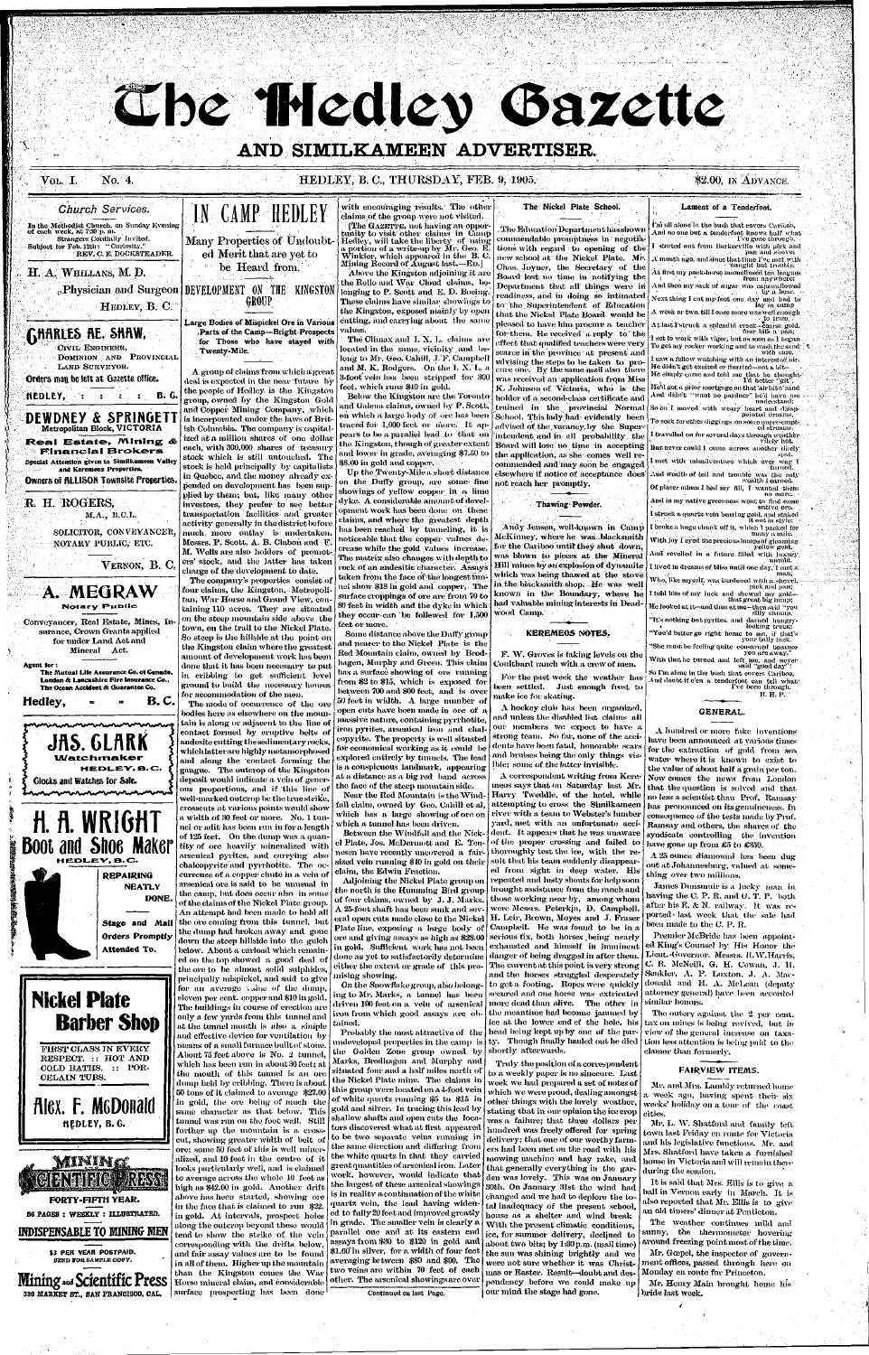# The Hedley Gazette

## AND SIMILKAMEEN ADVERTISER.

VOL. I. No. 4. HEDLEY, B. C., THURSDAY, FEB. 9, 1905. $2.00, IN ADVANCE.

### Church Services.

In the Methodist Church, on Sunday Evening of each week, at 7:30 p. m.
Strangers Cordially Invited.
Subject for Feb. 12th: "Curiosity."
REV. C. E. DOCKSTEADER.

**H. A. WHILLANS, M. D.**
Physician and Surgeon
HEDLEY, B. C.

**CHARLES AE. SHAW,**
CIVIL ENGINEER,
DOMINION AND PROVINCIAL LAND SURVEYOR.
Orders may be left at Gazette office.
HEDLEY, B. C.

**DEWDNEY & SPRINGETT**
Metropolitan Block, VICTORIA
**Real Estate, Mining & Financial Brokers**
Special Attention given to Similkameen Valley and Keremeos Properties.
Owners of ALLISON Townsite Properties.

**R. H. ROGERS,**
M.A., B.C.L.
SOLICITOR, CONVEYANCER, NOTARY PUBLIC, ETC.
VERNON, B. C.

**A. MEGRAW**
Notary Public
Conveyancer, Real Estate, Mines, Insurance, Crown Grants applied for under Land Act and Mineral Act.
Agent for:
The Mutual Life Assurance Co. of Canada.
London & Lancashire Fire Insurance Co.,
The Ocean Accident & Guarantee Co.
Hedley, B. C.

**JAS. CLARK**
Watchmaker
HEDLEY, B. C.
Clocks and Watches for Sale.

**H. A. WRIGHT**
**Boot and Shoe Maker**
HEDLEY, B. C.
REPAIRING NEATLY DONE.
Stage and Mail Orders Promptly Attended To.

**Nickel Plate Barber Shop**
FIRST CLASS IN EVERY RESPECT. :: HOT AND COLD BATHS. :: PORCELAIN TUBS.
**Alex. F. McDonald**
HEDLEY, B. C.

**MINING and SCIENTIFIC PRESS**
FORTY-FIFTH YEAR.
56 PAGES : WEEKLY : ILLUSTRATED.
**INDISPENSABLE TO MINING MEN**
$3 PER YEAR POSTPAID.
SEND FOR SAMPLE COPY.
**Mining and Scientific Press**
330 MARKET ST., SAN FRANCISCO, CAL.

# IN CAMP HEDLEY

## Many Properties of Undoubted Merit that are yet to be Heard from.

## DEVELOPMENT ON THE KINGSTON GROUP

### Large Bodies of Mispickel Ore in Various Parts of the Camp—Bright Prospects for Those who have Stayed with Twenty-Mile.

A group of claims from which a great deal is expected in the near future by the people of Hedley is the Kingston group, owned by the Kingston Gold and Copper Mining Company, which is incorporated under the laws of British Columbia. The company is capitalized at a million shares of one dollar each, with 300,000 shares of treasury stock which is still untouched. The stock is held principally by capitalists in Quebec, and the money already expended on development has been supplied by them; but, like many other investors, they prefer to see better transportation facilities and greater activity generally in the district before much more outlay is undertaken. Messrs. P. Scott, A. B. Clabon and F. M. Wells are also holders of promoters' stock, and the latter has taken charge of the development to date.

The company's properties consist of four claims, the Kingston, Metropolitan, War Horse and Grand View, containing 110 acres. They are situated on the steep mountain side above the town, on the trail to the Nickel Plate. So steep is the hillside at the point on the Kingston claim where the greatest amount of development work has been done that it has been necessary to put in cribbing to get sufficient level ground to build the necessary houses for accommodation of the men.

The mode of occurrence of the ore bodies here as elsewhere on the mountain is along or adjacent to the line of contact formed by eruptive belts of andesite cutting the sedimentary rocks, which latter are highly metamorphosed and along the contact forming the gangue. The outcrop of the Kingston deposit would indicate a vein of generous proportions, and if this line of well-marked outcrop be the true strike, crosscuts at various points would show a width of 30 feet or more. No. 1 tunnel or adit has been run in for a length of 125 feet. On the dump was a quantity of ore heavily mineralized with arsenical pyrites, and carrying also chalcopyrite and pyrrhotite. The occurrence of a copper chute in a vein of arsenical ore is said to be unusual in the camp, but does occur also in some of the claims of the Nickel Plate group. An attempt had been made to hold all the ore coming from this tunnel, but the dump had broken away and gone down the steep hillside into the gulch below. About a carload which remained on the top showed a good deal of the ore to be almost solid sulphides, principally mispickel, and said to give for an average value of the dump, eleven per cent. copper and $10 in gold. The buildings in course of erection are only a few yards from this tunnel and at the tunnel mouth is also a simple and effective device for ventilation by means of a small furnace built of stone. About 75 feet above is No. 2 tunnel, which has been run in about 30 feet; at the mouth of this tunnel is an ore dump held by cribbing. There is about 50 tons of it claimed to average $27.00 in gold, the ore being of much the same character as that below. This tunnel was run on the foot wall. Still further up the mountain is a crosscut, showing greater width of belt of ore; some 50 feet of this is well mineralized, and 10 feet in the centre of it looks particularly well, and is claimed to average across the whole 10 feet as high as $42.00 in gold. Another drift above has been started, showing ore in the face that is claimed to run $32. in gold. At intervals, prospect holes along the outcrop beyond these would tend to show the strike of the vein corresponding with the drifts below, and fair assay values are to be found in all of them. Higher up the mountain than the Kingston comes the War Horse mineral claim, and considerable surface prospecting has been done with encouraging results. The other claims of the group were not visited.

[The GAZETTE, not having an opportunity to visit other claims in Camp Hedley, will take the liberty of using a portion of a write-up by Mr. Geo. E. Winkler, which appeared in the B. C. Mining Record of August last.—Ed.]

Above the Kingston adjoining it are the Rollo and War Cloud claims, belonging to P. Scott and E. D. Boeing. These claims have similar showings to the Kingston, exposed mainly by open cutting, and carrying about the same values.

The Climax and I. X. L. claims are located in the same, vicinity and belong to Mr. Geo. Cahill, J. F. Campbell and M. K. Rodgers. On the I. X. L. a 5-foot vein has been stripped for 300 feet, which runs $10 in gold.

Below the Kingston are the Toronto and Galena claims, owned by P. Scott, on which a large body of ore has been traced for 1,000 feet or more. It appears to be a parallel lead to that on the Kingston, though of greater extent and lower in grade, averaging $7.50 to $8.00 in gold and copper.

Up the Twenty-Mile a short distance on the Duffy group, are some fine showings of yellow copper in a wide dyke. A considerable amount of development work has been done on these claims, and where the greatest depth has been reached by tunneling, it is noticeable that the copper values decrease while the gold values increase. The matrix also changes with depth to rock of an andesitic character. Assays taken from the face of the longest tunnel show $18 in gold and copper. The surface croppings of ore are from 70 to 80 feet in width and the dyke in which they occur can be followed for 1,500 feet or more.

Some distance above the Duffy group and nearer to the Nickel Plate is the Red Mountain claim, owned by Brodhagen, Murphy and Green. This claim has a surface showing of ore running from $2 to $15, which is exposed for between 700 and 800 feet, and is over 50 feet in width. A large number of open cuts have been made in ore of a massive nature, containing pyrrhotite, iron pyrites, arsenical iron and chalcopyrite. The property is well situated for economical working as it could be exploited entirely by tunnels. The lead is a conspicuous landmark, appearing at a distance as a big red band across the face of the steep mountain side.

Near the Red Mountain is the Windfall claim, owned by Geo. Cahill et al, which has a large showing of ore on which a tunnel has been driven.

Between the Windfall and the Nickel Plate, Jos. McDermott and E. Tennesen have recently uncovered a fair-sized vein running $40 in gold on their claim, the Edwin Freddie.

Adjoining the Nickel Plate group on the north is the Humming Bird group of four claims, owned by J. J. Marks. A 25-foot shaft has been sunk and several open cuts made close to the Nickel Plate line, exposing a large body of ore and giving assays as high as $28.00 in gold. Sufficient work has not been done as yet to satisfactorily determine either the extent or grade of this promising showing.

On the Snowflake group, also belonging to Mr. Marks, a tunnel has been driven 100 feet on a vein of arsenical iron from which good assays are obtained.

Probably the most attractive of the undeveloped properties in the camp is the Golden Zone group owned by Marks, Brodhagen and Murphy and situated four and a half miles north of the Nickel Plate mine. The claims in this group were located on a 4-foot vein of white quartz running $5 to $15 in gold and silver. In tracing this lead by shallow shafts and open cuts the locators discovered what at first appeared to be two separate veins running in the same direction and differing from the white quartz in that they carried great quantities of arsenical iron. Later work, however, would indicate that the largest of these arsenical showings is in reality a continuation of the white quartz vein, the lead having widened to fully 20 feet and improved greatly in grade. The smaller vein is clearly a parallel one and at its eastern end assays from $80 to $120 in gold and $1.60 in silver, for a width of four feet averaging between $80 and $90. The two veins are within 70 feet of each other. The arsenical showings are over

Continued on last Page.

### The Nickel Plate School.

The Education Department has shown commendable promptness in negotiations with regard to opening of the new school at the Nickel Plate. Mr. Chas. Joyner, the Secretary of the Board lost no time in notifying the Department that all things were in readiness, and in doing so intimated to the Superintendent of Education that the Nickel Plate Board would be pleased to have him procure a teacher for them. He received a reply to the effect that qualified teachers were very scarce in the province at present and advising the steps to be taken to procure one. By the same mail also there was received an application from Miss K. Johnson of Victoria, who is the holder of a second-class certificate and trained in the provincial Normal School. This lady had evidently been advised of the vacancy by the Superintendent and in all probability the Board will lose no time in accepting the application, as she comes well recommended and may soon be engaged elsewhere if notice of acceptance does not reach her promptly.

### Thawing Powder.

Andy Jensen, well-known in Camp McKinney, where he was blacksmith for the Cariboo until they shut down, was blown to pieces at the Mineral Hill mines by an explosion of dynamite which was being thawed at the stove in the blacksmith shop. He was well known in the Boundary, where he had valuable mining interests in Deadwood Camp.

### KEREMEOS NOTES.

F. W. Groves is taking levels on the Coulthard ranch with a crew of men.

For the past week the weather has been settled. Just enough frost to make ice for skating.

A hockey club has been organized, and unless the disabled list claims all our members we expect to have a strong team. So far, none of the accidents have been fatal, honorable scars and bruises being the only things visible; some of the latter invisible.

A correspondent writing from Keremeos says that on Saturday last Mr. Harry Tweddle, of the hotel, while attempting to cross the Similkameen river with a team to Webster's lumber yard, met with an unfortunate accident. It appears that he was unaware of the proper crossing and failed to thoroughly test the ice, with the result that his team suddenly disappeared from sight in deep water. His repeated and lusty shouts for help soon brought assistance from the ranch and those working near by, among whom were Messrs. Peterkin, D. Campbell, H. Lein, Brown, Moyes and J. Fraser Campbell. He was found to be in a serious fix, both horses being nearly exhausted and himself in imminent danger of being dragged in after them. The current at this point is very strong and the horses struggled desperately to get a footing. Ropes were quickly secured and one horse was extricated more dead than alive. The other in the meantime had become jammed by ice at the lower end of the hole, his head being kept up by one of the party. Though finally hauled out he died shortly afterwards.

Truly the position of a correspondent to a weekly paper is no sinecure. Last week we had prepared a set of notes of which we were proud, dealing amongst other things with the lovely weather, stating that in our opinion the ice crop was a failure; that three dollars per hundred was freely offered for spring delivery; that one of our worthy farmers had been out on the road with his mowing machine and hay rake, and that generally everything in the garden was lovely. This was on January 30th. On January 31st the wind had changed and we had to deplore the total inadequacy of the present school house as a shelter and wind break. With the present climatic conditions, ice, for summer delivery, declined to about two bits; by 1:30 p.m. (mail time) the sun was shining brightly and we were not sure whether it was Christmas or Easter. Result—doubt and despondency before we could make up our mind the stage had gone.

### Lament of a Tenderfoot.

I'm all alone in the bush that covers Cariboo,
And no one but a tenderfoot knows half what I've gone through;
I started out from Barkerville with pick and pan and scow,
A month ago, and since that time I've met with naught but trouble.
At first my pack-horse stumbled ten leagues from anywhere,
And then my sack of sugar was unavoidably lost in a bear.
Next thing I cut my foot one day and had to lay in camp
A week or two, till I once more was well enough to tramp.
At last I struck a splendid creek—coarse gold, four bits a pan;
I set to work with vigor, but as soon as I began
To get my rocker working and to wash the sand with care,
I saw a fellow watching with an interested air.
He didn't get excited or flurried—not a bit—
He simply came and told me that he thought I'd better "git."
He'd got a prior mortgage on that 'air bit o' sand
And didn't "want no pardner" he'd have me understand.
So on I moved with weary heart and disappointed dreams,
To seek for other diggings on some copper-crept streams.
I travelled on for several days through weather fairly bad,
But never could I come across another likely spot.
I met with misadventure which ever way I turned,
And wealth of toil and trouble was the only wealth I earned.
Of placer mines I had my fill, I wanted them no more,
And in my native greenness went to find some native ore.
I struck a quartz vein bearing gold, and staked it out in style;
I broke a huge chunk off it, which I packed for many a mile.
With joy I eyed the precious lumps of gleaming yellow gold,
And revelled in a future filled with luxury untold.
I lived in dreams of bliss until one day, I met a man,
Who, like myself, was burdened with a shovel, pick and pan;
I told him of my luck and showed my gold—that great big lump;
He looked at it—and then at me—then said "you fifty chump."
"It's nothing but pyrites, and darned hungry-looking trash;
"You'd better go right home to ma, if that's your only cash.
"She must be feeling quite concerned because you are away."
With that he turned and left me, and never said "good day."
So I'm alone in the bush that covers Cariboo,
And doubt if e'en a tenderfoot can tell what I've been through.
R. H. P.

### GENERAL.

A hundred or more fake inventions have been announced at various times for the extraction of gold from sea water where it is known to exist to the value of about half a grain per ton. Now comes the news from London that the question is solved and that no less a scientist than Prof. Ramsay has pronounced on its genuineness. In consequence of the tests made by Prof. Ramsay and others, the shares of the syndicate controlling the invention have gone up from £5 to £450.

A 25 ounce diamond has been dug out at Johannesburg, valued at something over two millions.

James Dunsmuir is a lucky man in having the C. P. R. and G. T. P. both after his E. & N. railway. It was reported last week that the sale had been made to the C. P. R.

Premier McBride has been appointed King's Counsel by His Honor the Lieut.-Governor. Messrs. R. W. Harris, C. B. McNeill, G. H. Cowan, J. H. Senkler, A. P. Luxton, J. A. Macdonald and H. A. McLean (deputy attorney general) have been accorded similar honors.

The outcry against the 2 per cent. tax on mines is being revived, but in view of the general increase on taxation less attention is being paid to the clamor than formerly.

### FAIRVIEW ITEMS.

Mr. and Mrs. Lambly returned home a week ago, having spent their six weeks' holiday on a tour of the coast cities.

Mr. L. W. Shatford and family left town last Friday en route for Victoria and his legislative functions. Mr. and Mrs. Shatford have taken a furnished house in Victoria and will remain there during the session.

It is said that Mrs. Ellis is to give a ball in Vernon early in March. It is also reported that Mr. Ellis is to give an old timers' dinner at Penticton.

The weather continues mild and sunny, the thermometer hovering around freezing point most of the time.

Mr. Gopel, the inspector of government offices, passed through here on Monday en route for Princeton.

Mr. Henry Main brought home his bride last week.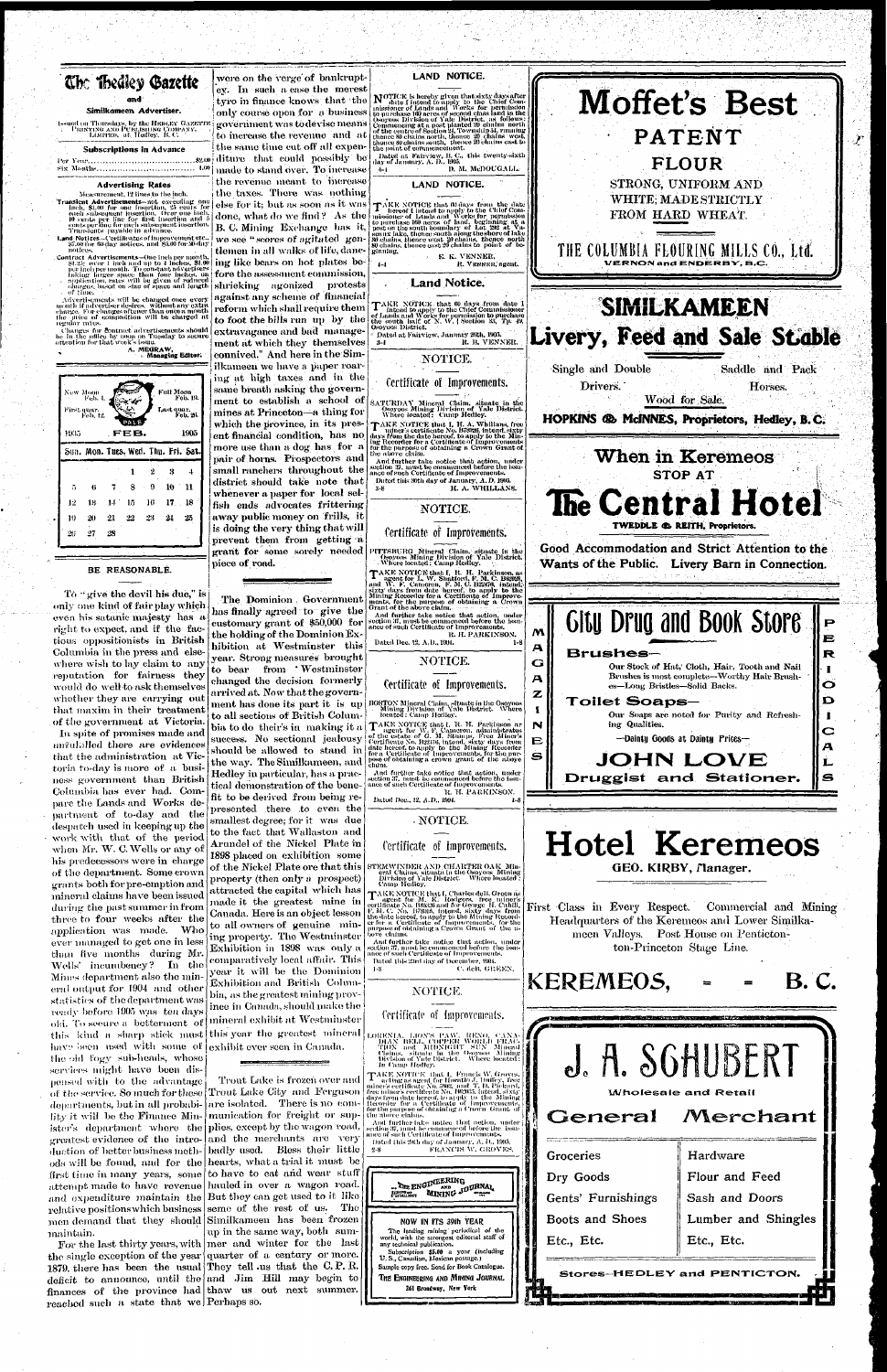# The Hedley Gazette

**and**

**Similkameen Advertiser.**

Issued on Thursdays, by the HEDLEY GAZETTE PRINTING AND PUBLISHING COMPANY, LIMITED, at Hedley, B. C.

**Subscriptions in Advance**

Per Year........................................$2.00
Six Months....................................1.00

**Advertising Rates**

Measurement, 12 lines to the inch.

**Transient Advertisements**—not exceeding one inch, $1.00 for one insertion, 25 cents for each subsequent insertion. Over one inch, 10 cents per line for first insertion and 5 cents per line for each subsequent insertion. Transients payable in advance.

**Land Notices**—Certificate of Improvement etc., $7.00 for 60-day notices, and $5.00 for 30-day notices.

**Contract Advertisements**—One inch per month, $1.25; over 1 inch and up to 4 inches, $1.00 per inch per month. To constant advertisers taking larger space than four inches, on application, rates will be given of reduced charges, based on size of space and length of time.

Advertisements will be changed once every month if advertiser desires, without any extra charge. For changes oftener than once a month the price of composition will be charged at regular rates.

Changes for contract advertisements should be in the office by noon on Tuesday to secure attention for that week's issue.

**A. MEGRAW,**
**Managing Editor.**

| New Moon Feb. 4 | | | | | | Full Moon Feb. 18 |
|---|---|---|---|---|---|---|
| First quar. Feb. 12 | | | | | | Last quar. Feb. 26 |
| 1905 | | | FEB. | | | 1905 |
| Sun. | Mon. | Tues. | Wed. | Thu. | Fri. | Sat. |
| | | | 1 | 2 | 3 | 4 |
| 5 | 6 | 7 | 8 | 9 | 10 | 11 |
| 12 | 13 | 14 | 15 | 16 | 17 | 18 |
| 19 | 20 | 21 | 22 | 23 | 24 | 25 |
| 26 | 27 | 28 | | | | |

## BE REASONABLE.

To "give the devil his due," is only one kind of fair play which even his satanic majesty has a right to expect, and if the factious oppositionists in British Columbia in the press and elsewhere wish to lay claim to any reputation for fairness they would do well to ask themselves whether they are carrying out that maxim in their treatment of the government at Victoria.

In spite of promises made and unfulfilled there are evidences that the administration at Victoria to-day is more of a business government than British Columbia has ever had. Compare the Lands and Works department of to-day and the despatch used in keeping up the work with that of the period when Mr. W. C. Wells or any of his predecessors were in charge of the department. Some crown grants both for pre-emption and mineral claims have been issued during the past summer in from three to four weeks after the application was made. Who ever managed to get one in less than five months during Mr. Wells' incumbency? In the Mines department also the mineral output for 1904 and other statistics of the department was ready before 1905 was ten days old. To secure a betterment of this kind a sharp stick must have been used with some of the old fogy sub-heads, whose services might have been dispensed with to the advantage of the service. So much for these departments, but in all probability it will be the Finance Minister's department where the greatest evidence of the introduction of better business methods will be found, and for the first time in many years, some attempt made to have revenue and expenditure maintain the relative positions which business men demand that they should maintain.

For the last thirty years, with the single exception of the year 1879, there has been the usual deficit to announce, until the finances of the province had reached such a state that we were on the verge of bankruptcy. In such a case the merest tyro in finance knows that the only course open for a business government was to devise means to increase the revenue and at the same time cut off all expenditure that could possibly be made to stand over. To increase the revenue meant to increase the taxes. There was nothing else for it; but as soon as it was done, what do we find? As the B. C. Mining Exchange has it, we see "scores of agitated gentlemen in all walks of life, dancing like bears on hot plates before the assessment commission, shrieking agonized protests against any scheme of financial reform which shall require them to foot the bills run up by the extravagance and bad management at which they themselves connived." And here in the Similkameen we have a paper roaring at high taxes and in the same breath asking the government to establish a school of mines at Princeton—a thing for which the province, in its present financial condition, has no more use than a dog has for a pair of boots. Prospectors and small ranchers throughout the district should take note that whenever a paper for local selfish ends advocates frittering away public money on frills, it is doing the very thing that will prevent them from getting a grant for some sorely needed piece of road.

---

The Dominion Government has finally agreed to give the customary grant of $50,000 for the holding of the Dominion Exhibition at Westminster this year. Strong measures brought to bear from Westminster changed the decision formerly arrived at. Now that the government has done its part it is up to all sections of British Columbia to do their's in making it a success. No sectional jealousy should be allowed to stand in the way. The Similkameen, and Hedley in particular, has a practical demonstration of the benefit to be derived from being represented there to even the smallest degree; for it was due to the fact that Wallaston and Arundel of the Nickel Plate in 1898 placed on exhibition some of the Nickel Plate ore that this property (then only a prospect) attracted the capital which has made it the greatest mine in Canada. Here is an object lesson to all owners of genuine mining property. The Westminster Exhibition in 1898 was only a comparatively local affair. This year it will be the Dominion Exhibition and British Columbia, as the greatest mining province in Canada, should make the mineral exhibit at Westminster this year the greatest mineral exhibit ever seen in Canada.

---

Trout Lake is frozen over and Trout Lake City and Ferguson are isolated. There is no communication for freight or supplies, except by the wagon road, and the merchants are very badly used. Bless their little hearts, what a trial it must be to have to eat and wear stuff hauled in over a wagon road. But they can get used to it like some of the rest of us. The Similkameen has been frozen up in the same way, both summer and winter for the last quarter of a century or more. They tell us that the C. P. R. and Jim Hill may begin to thaw us out next summer. Perhaps so.

## LAND NOTICE.

NOTICE is hereby given that sixty days after date I intend to apply to the Chief Commissioner of Lands and Works for permission to purchase 160 acres of second class land in the Osoyoos Division of Yale District, as follows: Commencing at a post planted 20 chains north of the centre of Section 23, Township 54, running thence 80 chains north, thence 20 chains west, thence 80 chains south, thence 20 chains east to the point of commencement.

Dated at Fairview, B. C., this twenty-sixth day of January, A. D., 1905.

4-4 D. M. McDOUGALL.

## LAND NOTICE.

TAKE NOTICE that 60 days from the date hereof I intend to apply to the Chief Commissioner of Lands and Works for permission to purchase 160 acres of land, beginning at a post on the south boundary of Lot 282 at Vaseaux lake, thence south along the shore of lake 80 chains, thence west 20 chains, thence north 80 chains, thence east 20 chains to point of beginning.

4-4 E. K. VENNER, R. VENNER, agent.

## Land Notice.

TAKE NOTICE that 60 days from date I intend to apply to the Chief Commissioner of Lands and Works for permission to purchase the south half of N. W. ¼ Section 33, Tp. 49, Osoyoos District.

Dated at Fairview, January 28th, 1905.

3-4 R. H. VENNER.

## NOTICE.

### Certificate of Improvements.

SATURDAY Mineral Claim, situate in the Osoyoos Mining Division of Yale District. Where located: Camp Hedley.

TAKE NOTICE that I, H. A. Whillans, free miner's certificate No. B75928, intend, sixty days from the date hereof, to apply to the Mining Recorder for a Certificate of Improvements, for the purpose of obtaining a Crown Grant of the above claim.

And further take notice that action, under section 37, must be commenced before the issuance of such Certificate of Improvements.

Dated this 30th day of January, A. D. 1905.

3-8 H. A. WHILLANS.

## NOTICE.

### Certificate of Improvements.

PITTSBURG Mineral Claim, situate in the Osoyoos Mining Division of Yale District. Where located: Camp Hedley.

TAKE NOTICE that I, R. H. Parkinson, as agent for L. W. Shatford, F. M. C. B82595, and W. F. Cameron, F. M. C. B82596, intend, sixty days from date hereof, to apply to the Mining Recorder for a Certificate of Improvements, for the purpose of obtaining a Crown Grant of the above claim.

And further take notice that action, under section 37, must be commenced before the issuance of such Certificate of Improvements.

R. H. PARKINSON.

Dated Dec. 12, A. D., 1904. 1-8

## NOTICE.

### Certificate of Improvements.

BOSTON Mineral Claim, situate in the Osoyoos Mining Division of Yale District. Where located: Camp Hedley.

TAKE NOTICE that I, R. H. Parkinson as agent for W. F. Cameron, administrator of the estate of G. M. Stamps, Free Miner's Certificate No. B82596, intend, sixty days from date hereof, to apply to the Mining Recorder for a Certificate of Improvements, for the purpose of obtaining a crown grant of the above claim.

And further take notice that action, under section 37, must be commenced before the issuance of such Certificate of Improvements.

R. H. PARKINSON.

Dated Dec. 12, A. D., 1904. 1-8

## NOTICE.

### Certificate of Improvements.

STEMWINDER AND CHARTER OAK Mineral Claims, situate in the Osoyoos Mining Division of Yale District. Where located: Camp Hedley.

TAKE NOTICE that I, Charles deB. Green as agent for M. K. Rodgers, free miner's certificate No. B68438 and for George H. Cahill, F. M. C. No. B75895, intend, sixty days from the date hereof, to apply to the Mining Recorder for a Certificate of Improvements, for the purpose of obtaining a Crown Grant of the above claims.

And further take notice that action, under section 37, must be commenced before the issuance of such Certificate of Improvements.

Dated this 23rd day of December, 1904.

1-8 C. deB. GREEN.

## NOTICE.

### Certificate of Improvements.

LORNIA, LION'S PAW, RENO, CANADIAN BELL, COPPER WORLD FRACTION and MIDNIGHT FRACTION Mineral Claims, situate in the Osoyoos Mining Division of Yale District. Where located: In Camp Hedley.

TAKE NOTICE that I, Francis W. Groves, acting as agent for Orestle J. Dudley, free miner's certificate No. 2662, and T. D. Pickard, free miner's certificate No. B82075, intend, sixty days from date hereof, to apply to the Mining Recorder for a Certificate of Improvements, for the purpose of obtaining a Crown Grant of the above claims.

And further take notice that action, under section 37, must be commenced before the issuance of such Certificate of Improvements.

Dated this 26th day of January, A. D., 1905.

3-8 FRANCIS W. GROVES.

---

**THE ENGINEERING AND MINING JOURNAL**

NOW IN ITS 39th YEAR

The leading mining periodical of the world, with the strongest editorial staff of any technical publication.

Subscription $5.00 a year (including U. S., Canadian, Mexican postage.)

Sample copy free. Send for Book Catalogue.

THE ENGINEERING AND MINING JOURNAL
261 Broadway, New York

---

# Moffet's Best

## PATENT
## FLOUR

STRONG, UNIFORM AND WHITE; MADE STRICTLY FROM HARD WHEAT.

**THE COLUMBIA FLOURING MILLS CO., Ltd.**
VERNON and ENDERBY, B.C.

---

# SIMILKAMEEN
# Livery, Feed and Sale Stable

Single and Double Drivers. Saddle and Pack Horses.

Wood for Sale.

**HOPKINS & McINNES, Proprietors, Hedley, B. C.**

---

## When in Keremeos
### STOP AT
# The Central Hotel

TWEDDLE & REITH, Proprietors.

**Good Accommodation and Strict Attention to the Wants of the Public. Livery Barn in Connection.**

---

# City Drug and Book Store

MAGAZINES — PERIODICALS

**Brushes—**

Our Stock of Hat, Cloth, Hair, Tooth and Nail Brushes is most complete—Worthy Hair Brushes—Long Bristles—Solid Backs.

**Toilet Soaps—**

Our Soaps are noted for Purity and Refreshing Qualities.

—Dainty Goods at Dainty Prices—

**JOHN LOVE**
Druggist and Stationer.

---

# Hotel Keremeos

GEO. KIRBY, Manager.

First Class in Every Respect. Commercial and Mining Headquarters of the Keremeos and Lower Similkameen Valleys. Post House on Penticton-Princeton Stage Line.

# KEREMEOS, = = B. C.

---

# J. A. SCHUBERT

Wholesale and Retail

## General Merchant

| | |
|---|---|
| Groceries | Hardware |
| Dry Goods | Flour and Feed |
| Gents' Furnishings | Sash and Doors |
| Boots and Shoes | Lumber and Shingles |
| Etc., Etc. | Etc., Etc. |

Stores—HEDLEY and PENTICTON.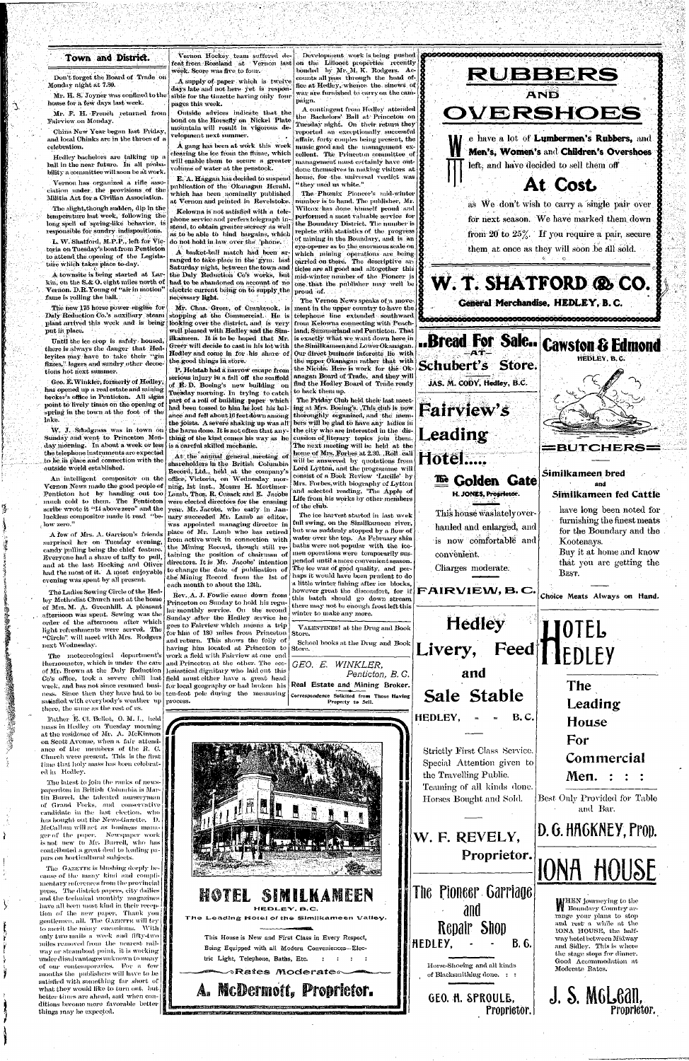## Town and District.

Don't forget the Board of Trade on Monday night at 7.30.

Mr. H. S. Joyner was confined to the house for a few days last week.

Mr. F. H. French returned from Fairview on Monday.

China New Year began last Friday, and local Chinks are in the throes of a celebration.

Hedley bachelors are talking up a ball in the near future. In all probability a committee will soon be at work.

Vernon has organized a rifle association under the provisions of the Militia Act for a Civilian Association.

The slight, though sudden, dip in the temperature last week, following the long spell of spring-like behavior, is responsible for sundry indispositions.

L. W. Shatford, M.P.P., left for Victoria on Tuesday's boat from Penticton to attend the opening of the Legislature which takes place to-day.

A townsite is being started at Larkin, on the S.& O. eight miles north of Vernon. D.R.Young of "air in motion" fame is rolling the ball.

The new 175 horse power engine for Daly Reduction Co.'s auxiliary steam plant arrived this week and is being put in place.

Until the ice crop is safely housed, there is always the danger that Hedleyites may have to take their "gin fizzes," lagers and sundry other decoctions hot next summer.

Geo. E. Winkler, formerly of Hedley, has opened up a real estate and mining broker's office in Penticton. All signs point to lively times on the opening of spring in the town at the foot of the lake.

W. J. Snodgrass was in town on Sunday and went to Princeton Monday morning. In about a week or less the telephone instruments are expected to be in place and connection with the outside world established.

An intelligent compositor on the Vernon News made the good people of Penticton hot by handing out too much cold to them. The Penticton scribe wrote it "14 above zero" and the luckless compositor made it read "below zero."

A few of Mrs. A. Garrison's friends surprised her on Tuesday evening, candy pulling being the chief feature. Everyone had a share of taffy to pull, and at the last Hocking and Oliver had the most of it. A most enjoyable evening was spent by all present.

The Ladies Sewing Circle of the Hedley Methodist Church met at the home of Mrs. M. A. Greenhill. A pleasant afternoon was spent. Sewing was the order of the afternoon after which light refreshments were served. The "Circle" will meet with Mrs. Rodgers next Wednesday.

The meteorological department's thermometer, which is under the care of Mr. Brown at the Daly Reduction Co's office, took a severe chill last week, and has not since resumed business. Since then they have had to be satisfied with everybody's weather up there, the same as the rest of us.

Father E. C. Bellot, O. M. I., held mass in Hedley on Tuesday morning at the residence of Mr. A. McKinnon on Scott Avenue, when a fair attendance of the members of the R. C. Church were present. This is the first time that holy mass has been celebrated in Hedley.

The latest to join the ranks of newspapermen in British Columbia is Martin Burrel, the talented nurseryman of Grand Forks, and conservative candidate in the last election, who has bought out the News-Gazette. D. McCallum will act as business manager of the paper. Newspaper work is not new to Mr. Burrell, who has contributed a great deal to leading papers on horticultural subjects.

The GAZETTE is blushing deeply because of the many kind and complimentary references from the provincial press. The district papers, city dailies and the technical monthly magazines have all been most kind in their reception of the new paper. Thank you gentlemen, all. The GAZETTE will try to merit the many encomiums. With only two mails a week and fifty-two miles removed from the nearest railway or steamboat point, it is working under disadvantages unknown to many of our contemporaries. For a few months the publishers will have to be satisfied with something far short of what they would like to turn out, but better times are ahead, and when conditions become more favorable better things may be expected.

Vernon Hockey team suffered defeat from Rossland at Vernon last week. Score was five to four.

A supply of paper which is twelve days late and not here yet is responsible for the Gazette having only four pages this week.

Outside advices indicate that the bond on the Horsefly on Nickel Plate mountain will result in vigorous development next summer.

A gang has been at work this week clearing the ice from the flume, which will enable them to secure a greater volume of water at the penstock.

E. A. Haggan has decided to suspend publication of the Okanagan Herald, which has been nominally published at Vernon and printed in Revelstoke.

Kelowna is not satisfied with a telephone service and prefers telegraph instead, to obtain greater secrecy as well as to be able to bind bargains, which do not hold in law over the 'phone.

A basket-ball match had been arranged to take place in the 'gym. last Saturday night, between the town and the Daly Reduction Co's works, but had to be abandoned on account of no electric current being on to supply the necessary light.

Mr. Chas. Greer, of Cranbrook, is stopping at the Commercial. He is looking over the district, and is very well pleased with Hedley and the Similkameen. It is to be hoped that Mr. Greer will decide to cast in his lot with Hedley and come in for his share of the good things in store.

P. Helstab had a narrow escape from serious injury in a fall off the scaffold of E. D. Boeing's new building on Tuesday morning. In trying to catch part of a roll of building paper which had been tossed to him he lost his balance and fell about 16 feet down among the joists. A severe shaking up was all the harm done. It is not often that anything of the kind comes his way as he is a careful skilled mechanic.

At the annual general meeting of shareholders in the British Columbia Record, Ltd., held at the company's office, Victoria, on Wednesday morning, 1st inst., Messrs H. Mortimer-Lamb, Thos. R. Cusack and E. Jacobs were elected directors for the ensuing year. Mr. Jacobs, who early in January succeeded Mr. Lamb as editor, was appointed managing director in place of Mr. Lamb who has retired from active work in connection with the Mining Record, though still retaining the position of chairman of directors. It is Mr. Jacobs' intention to change the date of publication of the Mining Record from the 1st of each month to about the 12th.

Rev. A. J. Fowlie came down from Princeton on Sunday to hold his regular monthly service. On the second Sunday after the Hedley service he goes to Fairview which means a trip for him of 180 miles from Princeton and return. This shows the folly of having him located at Princeton to work a field with Fairview at one end and Princeton at the other. The ecclesiastical dignitary who laid out this field must either have a great head for local geography or had broken his ten-foot pole during the measuring process.

Development work is being pushed on the Lillooet properties recently bonded by Mr. M. K. Rodgers. Accounts all pass through the head office at Hedley, whence the sinews of war are furnished to carry on the campaign.

A contingent from Hedley attended the Bachelors' Ball at Princeton on Tuesday night. On their return they reported an exceptionally successful affair, forty couples being present, the music good and the management excellent. The Princeton committee of management must certainly have outdone themselves in making visitors at home, for the universal verdict was "they used us white."

The Phoenix Pioneer's mid-winter number is to hand. The publisher, Mr. Wilcox has done himself proud and performed a most valuable service for the Boundary District. The number is replete with statistics of the progress of mining in the Boundary, and is an eye-opener as to the enormous scale on which mining operations are being carried on there. The descriptive articles are all good and altogether this mid-winter number of the Pioneer is one that the publisher may well be proud of.

The Vernon News speaks of a movement in the upper country to have the telephone line extended southward from Kelowna connecting with Peachland, Summerland and Penticton. That is exactly what we want down here in the Similkameen and Lower Okanagan. Our direct business interests lie with the upper Okanagan rather that with the Nicola. Here is work for the Okanagan Board of Trade, and they will find the Hedley Board of Trade ready to back them up.

The Friday Club held their last meeting at Mrs. Boeing's. This club is now thoroughly organized, and the members will be glad to have any ladies in the city who are interested in the discussion of literary topics join them. The next meeting will be held at the home of Mrs. Forbes at 2.30. Roll call will be answered by quotations from Lord Lytton, and the programme will consist of a Book Review 'Lucille' by Mrs. Forbes, with biography of Lytton and selected reading, 'The Apple of Life from his works by other members of the club.

The ice harvest started in last week full swing, on the Similkameen river, but was suddenly stopped by a flow of water over the top. As February skin baths were not popular with the icemen operations were temporarily suspended until a more convenient season. The ice was of good quality, and perhaps it would have been prudent to do a little winter fishing after ice blocks, however great the discomfort, for if this batch should go down stream there may not be enough frost left this winter to make any more.

VALENTINES! at the Drug and Book Store.

School books at the Drug and Book Store.

---

*GEO. E. WINKLER,*
*Penticton, B. C.*
**Real Estate and Mining Broker.**
Correspondence Solicited from Those Having Property to Sell.

---

# HOTEL SIMILKAMEEN
HEDLEY, B.C.
The Leading Hotel of the Similkameen Valley.

This House is New and First Class in Every Respect, Being Equipped with all Modern Conveniences—Electric Light, Telephone, Baths, Etc.

*Rates Moderate*

**A. McDermott, Proprietor.**

---

# RUBBERS AND OVERSHOES

We have a lot of **Lumbermen's Rubbers**, and **Men's, Women's** and **Children's Overshoes** left, and have decided to sell them off

## At Cost.

as We don't wish to carry a single pair over for next season. We have marked them down from 20 to 25%. If you require a pair, secure them at once as they will soon be all sold.

## W. T. SHATFORD & CO.
General Merchandise, HEDLEY, B. C.

---

**..Bread For Sale..**
—AT—
**Schubert's Store.**
JAS. M. CODY, Hedley, B.C.

---

**Fairview's Leading Hotel.....**

**The Golden Gate**
H. JONES, Proprietor.

This house was lately overhauled and enlarged, and is now comfortable and convenient.

Charges moderate.

**FAIRVIEW, B. C.**

---

**Cawston & Edmond**
HEDLEY, B. C.

**=BUTCHERS=**

**Similkameen bred and Similkameen fed Cattle**

have long been noted for furnishing the finest meats for the Boundary and the Kootenays.

Buy it at home and know that you are getting the BEST.

**Choice Meats Always on Hand.**

---

**Hedley Livery, Feed and Sale Stable**
HEDLEY, B.C.

Strictly First Class Service. Special Attention given to the Travelling Public. Teaming of all kinds done. Horses Bought and Sold.

**W. F. REVELY, Proprietor.**

---

**HOTEL HEDLEY**

The Leading House For Commercial Men.

Best Only Provided for Table and Bar.

**D. G. HACKNEY, Prop.**

---

**The Pioneer Carriage and Repair Shop**
HEDLEY, B. C.

Horse-Shoeing and all kinds of Blacksmithing done.

**GEO. H. SPROULE, Proprietor.**

---

**IONA HOUSE**

WHEN journeying to the Boundary Country arrange your plans to stop and rest a while at the IONA HOUSE, the halfway hotel between Midway and Sidley. This is where the stage stops for dinner. Good Accommodation at Moderate Rates.

**J. S. McLean, Proprietor.**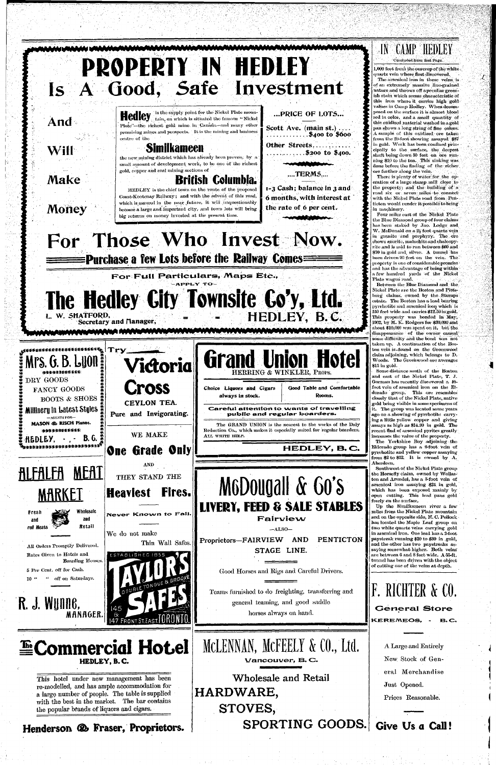# PROPERTY IN HEDLEY

## Is A Good, Safe Investment

And Will Make Money

**Hedley** is the supply point for the Nickel Plate mountain, on which is situated the famous "Nickel Plate"—the richest gold mine in Canada—and many other promising mines and prospects. It is the mining and business centre of the

**Similkameen**

the new mining district which has already been proven, by a small amount of development work, to be one of the richest gold, copper and coal mining sections of

**British Columbia.**

HEDLEY is the chief town on the route of the proposed Coast-Kootenay Railway; and with the advent of this road, which is assured in the near future, it will unquestionably become a large and important city, and town lots will bring big returns on money invested at the present time.

...PRICE OF LOTS...

Scott Ave. (main st.) .................$400 to $600

Other Streets,.........................$200 to $400.

....TERMS....

1-3 Cash; balance in 3 and 6 months, with interest at the rate of 6 per cent.

## For Those Who Invest Now.

**Purchase a few Lots before the Railway Comes**

For Full Particulars, Maps Etc.,
—APPLY TO—

# The Hedley City Townsite Co'y, Ltd.

L. W. SHATFORD,
Secretary and Manager, - - HEDLEY, B.C.

---

# IN CAMP HEDLEY

Concluded from first Page.

1,000 feet from the outcrop of the white quartz vein where first discovered.

The arsenical iron in these veins is of an extremely massive fine-grained nature and throws off a peculiar greenish stain which seems characteristic of this iron where it carries high gold values in Camp Hedley. When decomposed on the surface it is almost blood red in color, and a small quantity of this oxidized material washed in a gold pan shows a long string of fine colors. A sample of this oxidized ore taken from the 20-foot showing assayed $87 in gold. Work has been confined principally to the surface, the deepest shaft being down 50 feet on ore running $10 to the ton. This sinking was done before the finding of the richer ore further along the vein.

There is plenty of water for the operation of a large stamp mill close to the property; and the building of a road six or seven miles to connect with the Nickel Plate road from Penticton would render it possible to bring in machinery.

Four miles east of the Nickel Plate the Blue Diamond group of four claims has been staked by Jno. Lodge and W. McDonald on a 2½ foot quartz vein in granite and porphyry. The ore shows azurite, malachite and chalcopyrite and is said to run between $60 and $70 in gold and silver. A tunnel has been driven 90 feet on the vein. The property is one of considerable promise and has the advantage of being within a few hundred yards of the Nickel Plate wagon road.

Between the Blue Diamond and the Nickel Plate are the Boston and Pittsburg claims, owned by the Stamps estate. The Boston has a lead bearing pyrrhotite and arsenical iron which is 150 feet wide and carries $12.50 in gold. This property was bonded in May, 1902, by M. K. Rodgers for $30,000 and about $10,000 was spent on it, but the disappearance of the owner caused some difficulty and the bond was not taken up. A continuation of the Boston vein is found on the Greenwood claim adjoining, which belongs to D. Woods. The Greenwood ore averages $15 in gold.

Some distance south of the Boston and east of the Nickel Plate, T. J. Gorman has recently discovered a 40-foot vein of arsenical iron on the Eldorado group. This ore resembles closely that of the Nickel Plate, native gold being visible in some specimens of it. The group was located some years ago on a showing of pyrrhotite carrying a little yellow copper and giving assays as high as $14.30 in gold. The recent find of arsenical pyrites greatly increases the value of the property.

The Yorkshire Boy adjoining the Eldorado group has a 6-foot vein of pyrrhotite and yellow copper assaying from $2 to $32. It is owned by A. Aberdeen.

Southwest of the Nickel Plate group the Horsefly claim, owned by Wollaston and Arundel, has a 5-foot vein of arsenical iron assaying $24 in gold, which has been exposed mainly by open cutting. This lead pans gold freely on the surface.

Up the Similkameen river a few miles from the Nickel Plate mountain and on the opposite side, H. C. Pollock has located the Maple Leaf group on two white quartz veins carrying gold in arsenical iron. One lead has a 2-foot paystreak running $20 to $30 in gold, and the other has two paystreaks assaying somewhat higher. Both veins are between 6 and 8 feet wide. A 55-ft. tunnel has been driven with the object of cutting one of the veins at depth.

---

# Mrs. G. B. Lyon

DRY GOODS
FANCY GOODS
BOOTS & SHOES
**Millinery in Latest Styles**
—AGENTS FOR—
MASON & RISCH Pianos.

HEDLEY, - - B. C.

---

Try

# Victoria Cross

CEYLON TEA.

Pure and Invigorating.

---

# Grand Union Hotel

HERRING & WINKLER, PROPS.

Choice Liquors and Cigars always in stock. | Good Table and Comfortable Rooms.

Careful attention to wants of travelling public and regular boarders.

The GRAND UNION is the nearest to the works of the Daly Reduction Co., which makes it especially suited for regular boarders. ALL WHITE HELP.

HEDLEY, B. C.

---

# ALFALFA MEAT MARKET

Fresh and red Meats — Wholesale and Retail

All Orders Promptly Delivered.

Rates Given to Hotels and Boarding Houses.

5 Per Cent. off for Cash.

10 " " off on Saturdays.

## R. J. Wynne, MANAGER.

---

WE MAKE

## One Grade Only

AND

THEY STAND THE

## Heaviest Fires.

Never Known to Fail.

We do not make Thin Wall Safes.

ESTABLISHED 1855

# TAYLOR'S SAFES

DOUBLE TONGUE & GROOVE

145 & 147 FRONT ST. EAST TORONTO.

---

# McDougall & Co's

## LIVERY, FEED & SALE STABLES

Fairview

—ALSO—

Proprietors—FAIRVIEW AND PENTICTON STAGE LINE.

Good Horses and Rigs and Careful Drivers.

Teams furnished to do freighting, transferring and general teaming, and good saddle horses always on hand.

---

# F. RICHTER & CO.

General Store

KEREMEOS, - B. C.

A Large and Entirely New Stock of General Merchandise Just Opened.

Prices Reasonable.

**Give Us a Call!**

---

# The Commercial Hotel

HEDLEY, B. C.

This hotel under new management has been re-modelled, and has ample accommodation for a large number of people. The table is supplied with the best in the market. The bar contains the popular brands of liquors and cigars.

**Henderson & Fraser, Proprietors.**

---

# McLENNAN, McFEELY & CO., Ltd.

Vancouver, B. C.

Wholesale and Retail

HARDWARE,

STOVES,

SPORTING GOODS.